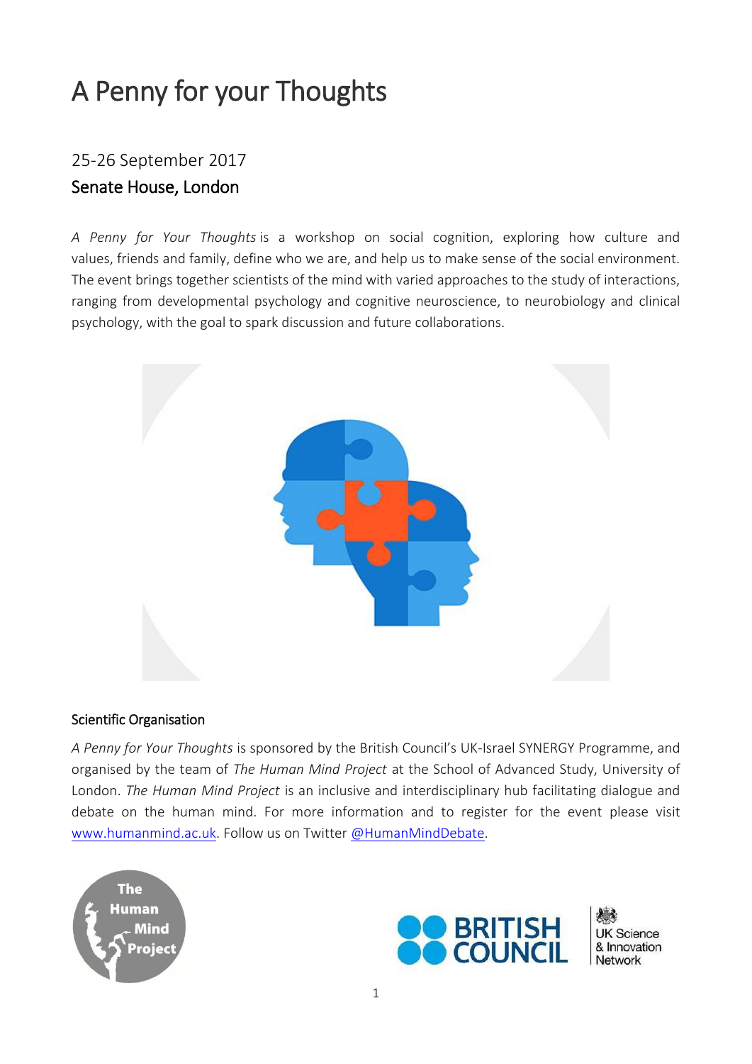# A Penny for your Thoughts

## 25-26 September 2017

### Senate House, London

*A Penny for Your Thoughts* is a workshop on social cognition, exploring how culture and values, friends and family, define who we are, and help us to make sense of the social environment. The event brings together scientists of the mind with varied approaches to the study of interactions, ranging from developmental psychology and cognitive neuroscience, to neurobiology and clinical psychology, with the goal to spark discussion and future collaborations.

### Scientific Organisation

*A Penny for Your Thoughts* is sponsored by the British Council's UK-Israel SYNERGY Programme, and organised by the team of *The Human Mind Project* at the School of Advanced Study, University of London. *The Human Mind Project* is an inclusive and interdisciplinary hub facilitating dialogue and debate on the human mind. For more information and to register for the event please visit www.humanmind.ac.uk. Follow us on Twitter @HumanMindDebate.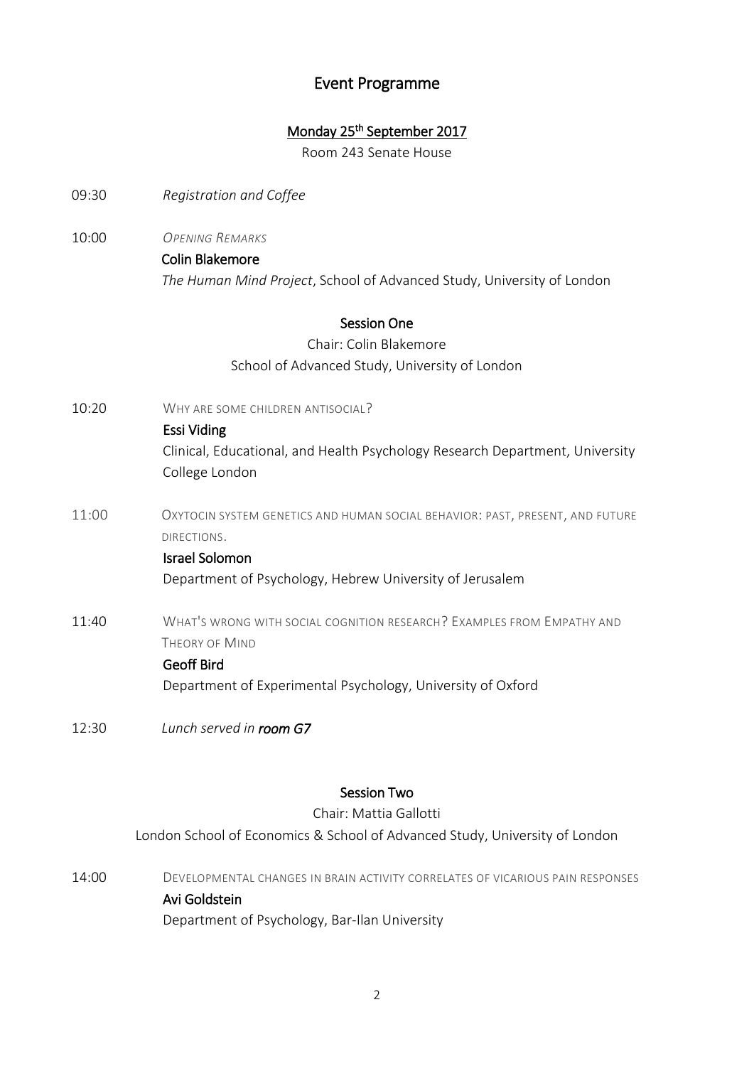# Event Programme

## Monday 25th September 2017

Room 243 Senate House

09:30 *Registration and Coffee*

10:00 *OPENING REMARKS*

**Colin Blakemore**

*The Human Mind Project*, School of Advanced Study, University of London

### Session One

Chair: Colin Blakemore

School of Advanced Study, University of London

10:20 WHY ARE SOME CHILDREN ANTISOCIAL?

**Essi Viding**

Clinical, Educational, and Health Psychology Research Department, University College London

11:00 OXYTOCIN SYSTEM GENETICS AND HUMAN SOCIAL BEHAVIOR: PAST, PRESENT, AND FUTURE DIRECTIONS.

**Israel Solomon**

Department of Psychology, Hebrew University of Jerusalem

11:40 WHAT'S WRONG WITH SOCIAL COGNITION RESEARCH? EXAMPLES FROM EMPATHY AND THEORY OF MIND

**Geoff Bird**

Department of Experimental Psychology, University of Oxford

12:30 *Lunch served in **room G7***

### Session Two

Chair: Mattia Gallotti

London School of Economics & School of Advanced Study, University of London

14:00 DEVELOPMENTAL CHANGES IN BRAIN ACTIVITY CORRELATES OF VICARIOUS PAIN RESPONSES

**Avi Goldstein**

Department of Psychology, Bar-Ilan University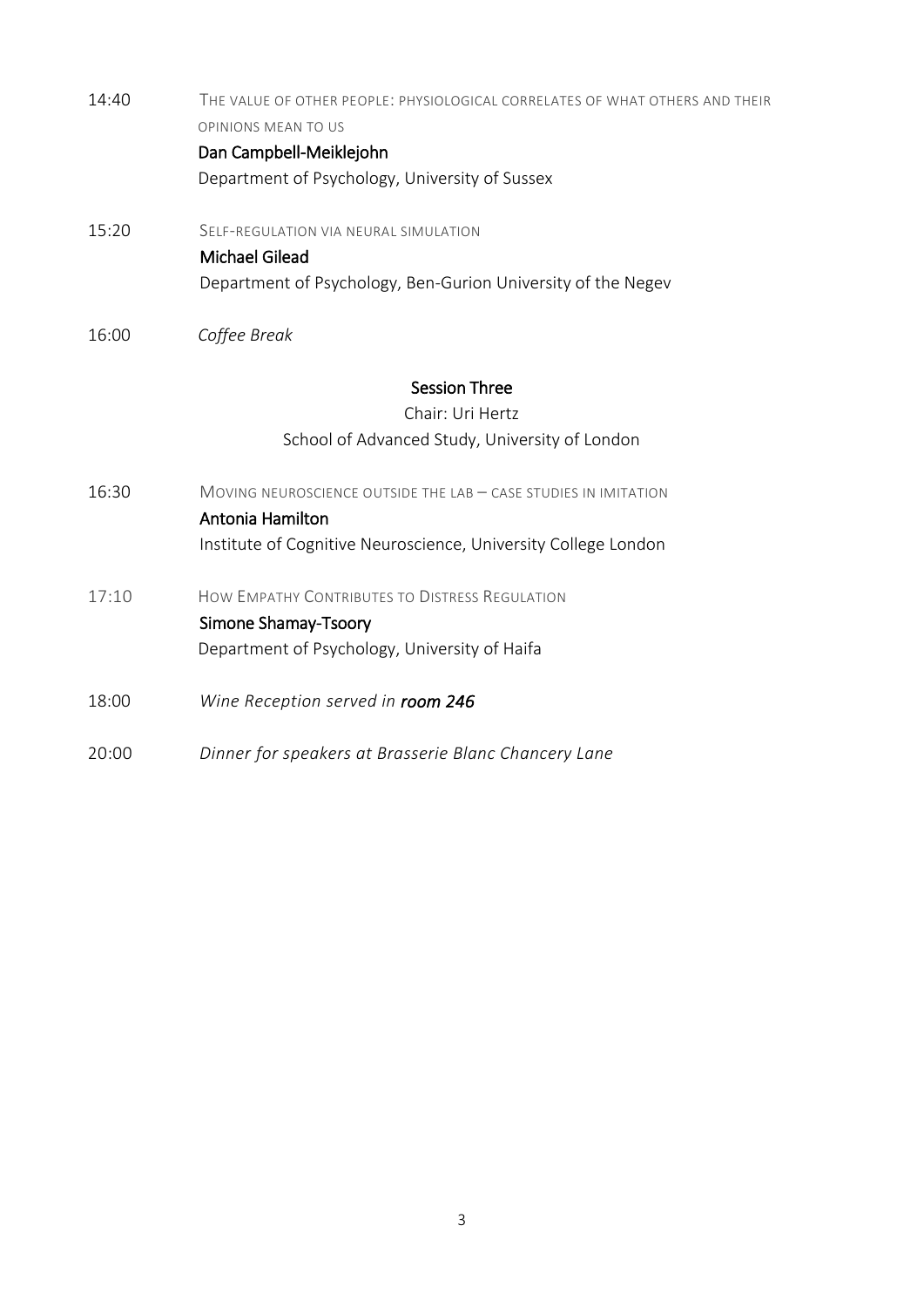14:40 THE VALUE OF OTHER PEOPLE: PHYSIOLOGICAL CORRELATES OF WHAT OTHERS AND THEIR OPINIONS MEAN TO US
**Dan Campbell-Meiklejohn**
Department of Psychology, University of Sussex

15:20 SELF-REGULATION VIA NEURAL SIMULATION
**Michael Gilead**
Department of Psychology, Ben-Gurion University of the Negev

16:00 *Coffee Break*

## Session Three

Chair: Uri Hertz
School of Advanced Study, University of London

16:30 MOVING NEUROSCIENCE OUTSIDE THE LAB – CASE STUDIES IN IMITATION
**Antonia Hamilton**
Institute of Cognitive Neuroscience, University College London

17:10 HOW EMPATHY CONTRIBUTES TO DISTRESS REGULATION
**Simone Shamay-Tsoory**
Department of Psychology, University of Haifa

18:00 *Wine Reception served in **room 246***

20:00 *Dinner for speakers at Brasserie Blanc Chancery Lane*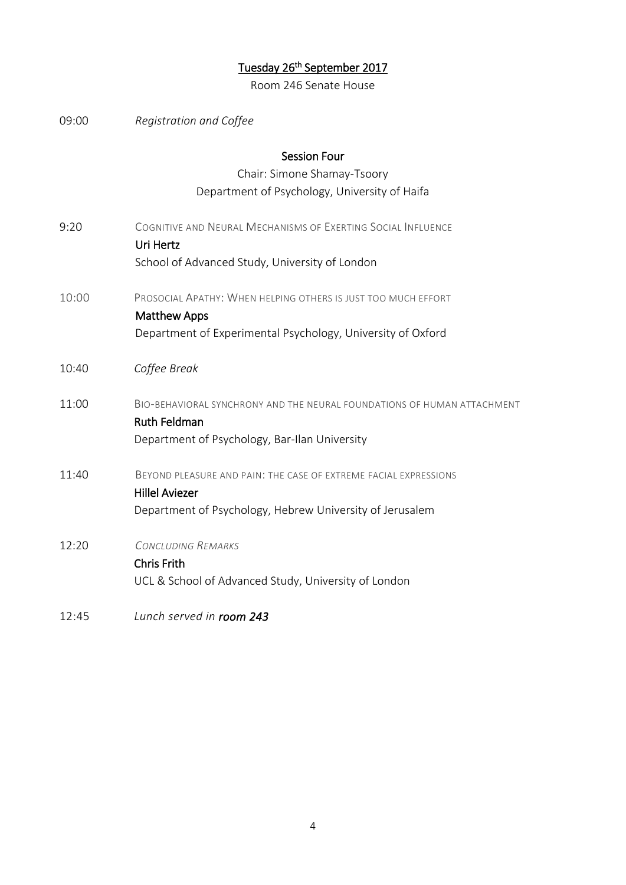## Tuesday 26th September 2017

Room 246 Senate House

09:00 *Registration and Coffee*

### Session Four

Chair: Simone Shamay-Tsoory
Department of Psychology, University of Haifa

9:20 COGNITIVE AND NEURAL MECHANISMS OF EXERTING SOCIAL INFLUENCE
Uri Hertz
School of Advanced Study, University of London

10:00 PROSOCIAL APATHY: WHEN HELPING OTHERS IS JUST TOO MUCH EFFORT
Matthew Apps
Department of Experimental Psychology, University of Oxford

10:40 *Coffee Break*

11:00 BIO-BEHAVIORAL SYNCHRONY AND THE NEURAL FOUNDATIONS OF HUMAN ATTACHMENT
Ruth Feldman
Department of Psychology, Bar-Ilan University

11:40 BEYOND PLEASURE AND PAIN: THE CASE OF EXTREME FACIAL EXPRESSIONS
Hillel Aviezer
Department of Psychology, Hebrew University of Jerusalem

12:20 *CONCLUDING REMARKS*
Chris Frith
UCL & School of Advanced Study, University of London

12:45 *Lunch served in* ***room 243***